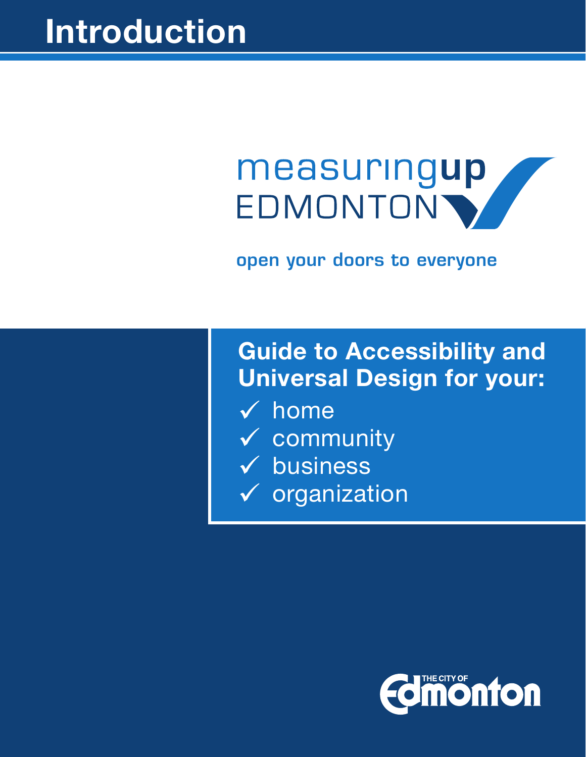# Introduction

measuring**up**
EDMONTON

**open your doors to everyone**

## Guide to Accessibility and Universal Design for your:

- ✓ home
- ✓ community
- ✓ business
- ✓ organization

THE CITY OF Edmonton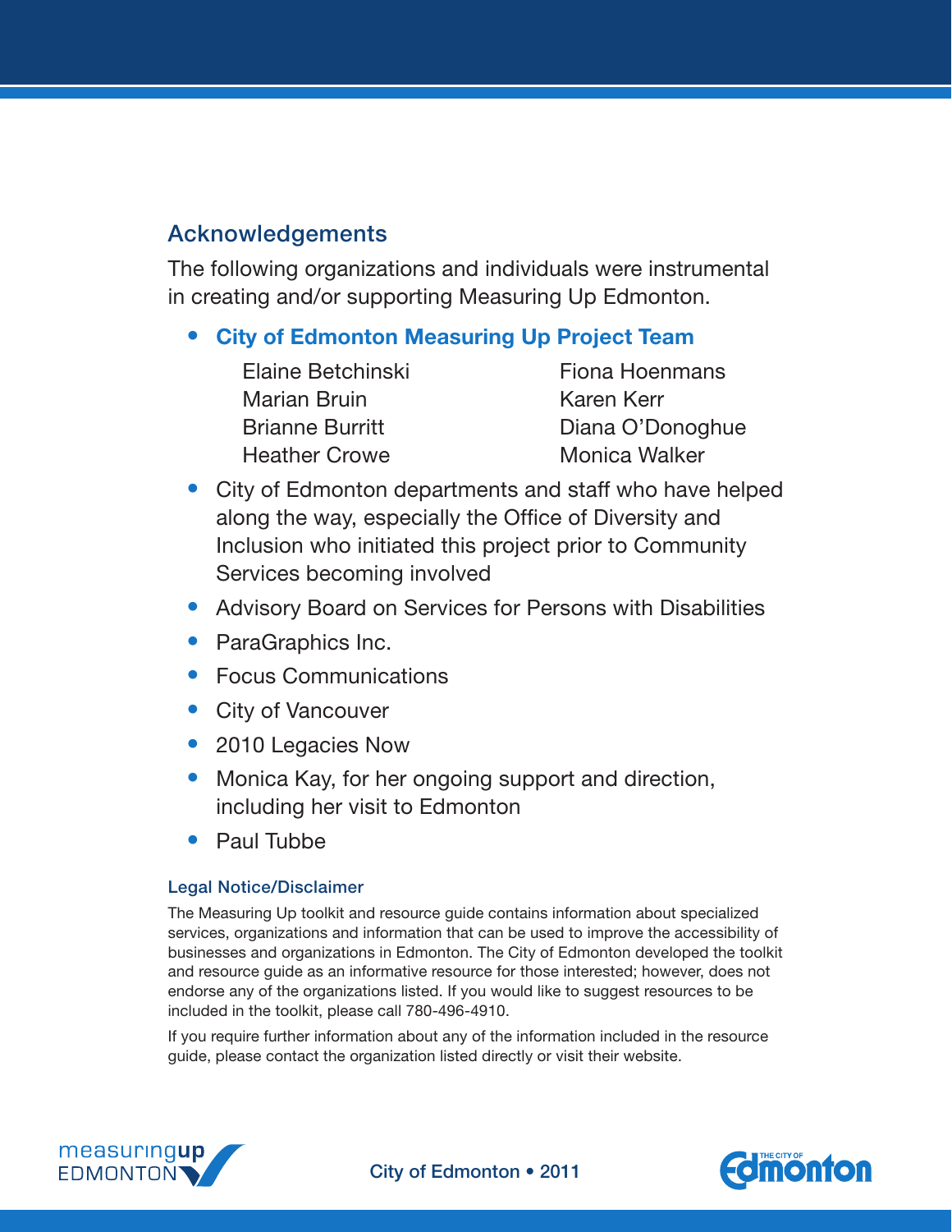## Acknowledgements

The following organizations and individuals were instrumental in creating and/or supporting Measuring Up Edmonton.

- **City of Edmonton Measuring Up Project Team**

  Elaine Betchinski
  Marian Bruin
  Brianne Burritt
  Heather Crowe
  Fiona Hoenmans
  Karen Kerr
  Diana O'Donoghue
  Monica Walker

- City of Edmonton departments and staff who have helped along the way, especially the Office of Diversity and Inclusion who initiated this project prior to Community Services becoming involved
- Advisory Board on Services for Persons with Disabilities
- ParaGraphics Inc.
- Focus Communications
- City of Vancouver
- 2010 Legacies Now
- Monica Kay, for her ongoing support and direction, including her visit to Edmonton
- Paul Tubbe

### Legal Notice/Disclaimer

The Measuring Up toolkit and resource guide contains information about specialized services, organizations and information that can be used to improve the accessibility of businesses and organizations in Edmonton. The City of Edmonton developed the toolkit and resource guide as an informative resource for those interested; however, does not endorse any of the organizations listed. If you would like to suggest resources to be included in the toolkit, please call 780-496-4910.

If you require further information about any of the information included in the resource guide, please contact the organization listed directly or visit their website.

measuringup EDMONTON

City of Edmonton • 2011

THE CITY OF Edmonton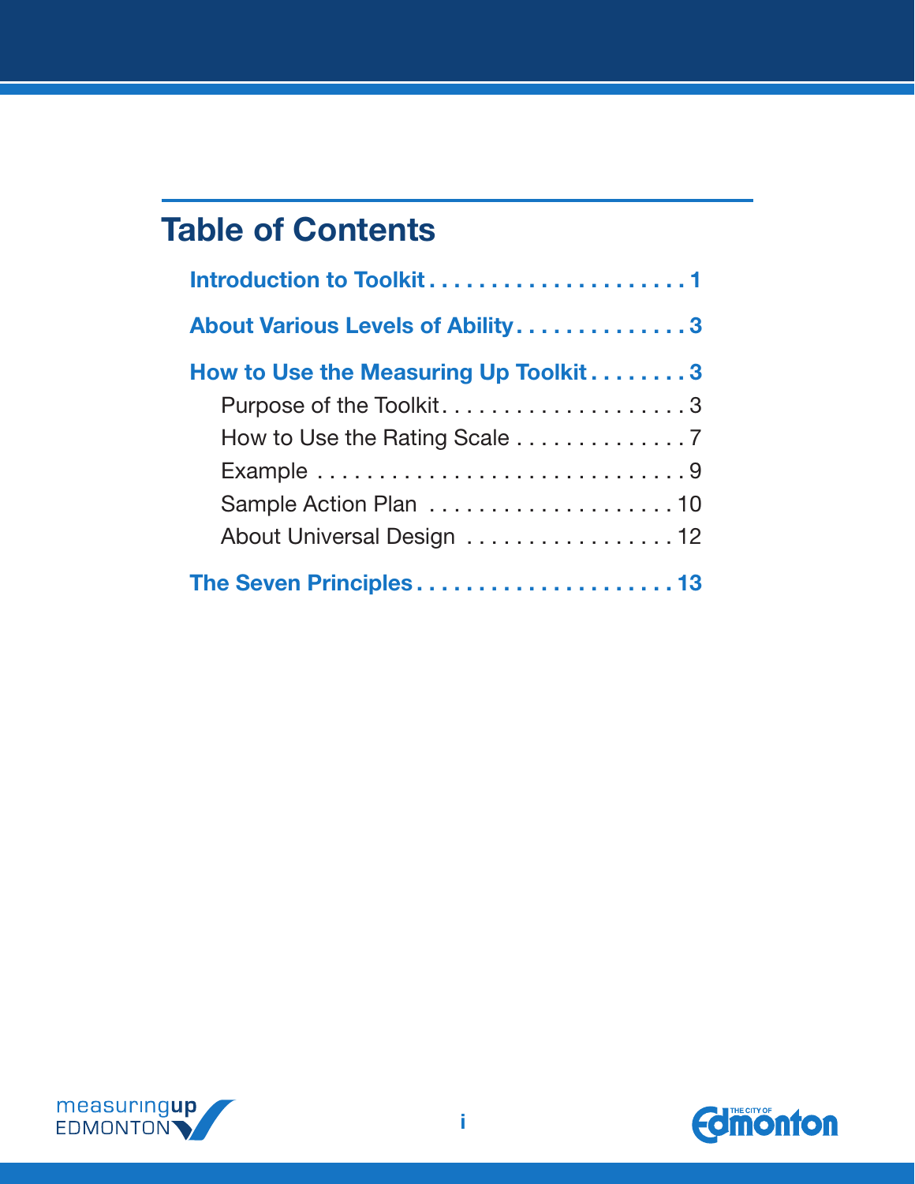## Table of Contents

**Introduction to Toolkit . . . . . . . . . . . . . . . . . . . . . 1**

**About Various Levels of Ability . . . . . . . . . . . . . . 3**

**How to Use the Measuring Up Toolkit . . . . . . . . 3**

- Purpose of the Toolkit . . . . . . . . . . . . . . . . . . . . 3
- How to Use the Rating Scale . . . . . . . . . . . . . . 7
- Example . . . . . . . . . . . . . . . . . . . . . . . . . . . . . 9
- Sample Action Plan . . . . . . . . . . . . . . . . . . . . 10
- About Universal Design . . . . . . . . . . . . . . . . . 12

**The Seven Principles . . . . . . . . . . . . . . . . . . . . . 13**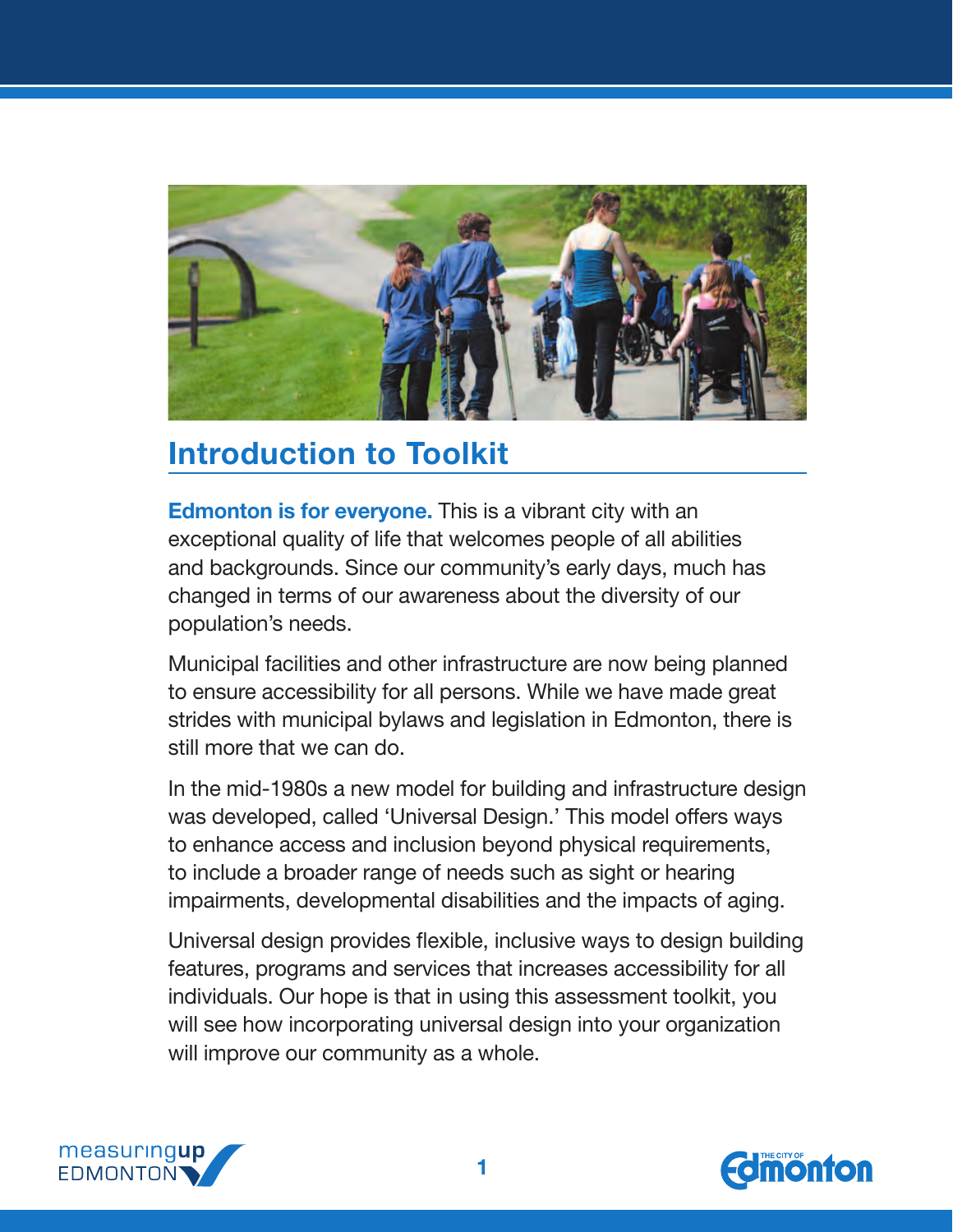## Introduction to Toolkit

**Edmonton is for everyone.** This is a vibrant city with an exceptional quality of life that welcomes people of all abilities and backgrounds. Since our community's early days, much has changed in terms of our awareness about the diversity of our population's needs.

Municipal facilities and other infrastructure are now being planned to ensure accessibility for all persons. While we have made great strides with municipal bylaws and legislation in Edmonton, there is still more that we can do.

In the mid-1980s a new model for building and infrastructure design was developed, called 'Universal Design.' This model offers ways to enhance access and inclusion beyond physical requirements, to include a broader range of needs such as sight or hearing impairments, developmental disabilities and the impacts of aging.

Universal design provides flexible, inclusive ways to design building features, programs and services that increases accessibility for all individuals. Our hope is that in using this assessment toolkit, you will see how incorporating universal design into your organization will improve our community as a whole.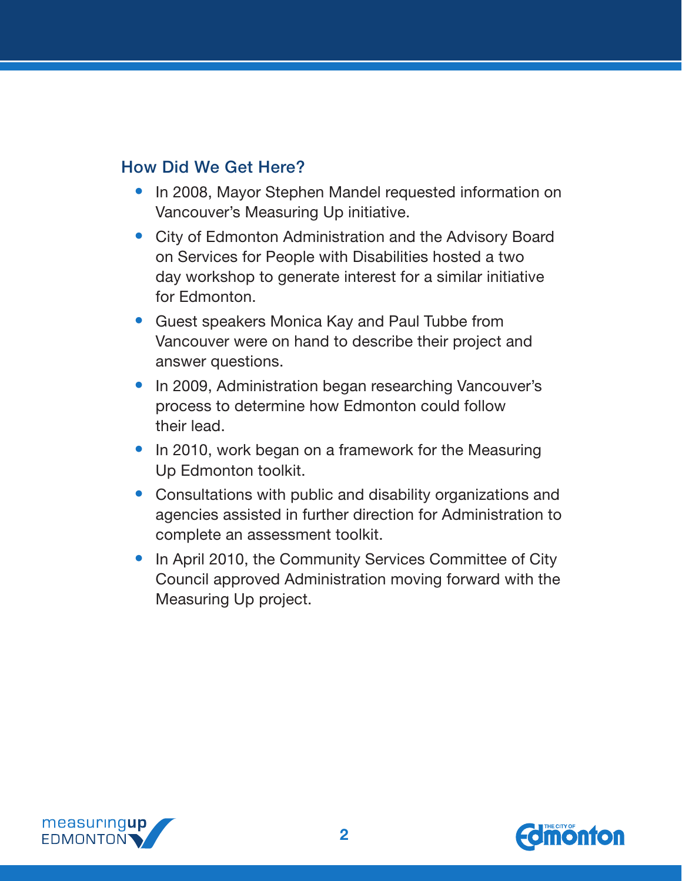## How Did We Get Here?

- In 2008, Mayor Stephen Mandel requested information on Vancouver's Measuring Up initiative.
- City of Edmonton Administration and the Advisory Board on Services for People with Disabilities hosted a two day workshop to generate interest for a similar initiative for Edmonton.
- Guest speakers Monica Kay and Paul Tubbe from Vancouver were on hand to describe their project and answer questions.
- In 2009, Administration began researching Vancouver's process to determine how Edmonton could follow their lead.
- In 2010, work began on a framework for the Measuring Up Edmonton toolkit.
- Consultations with public and disability organizations and agencies assisted in further direction for Administration to complete an assessment toolkit.
- In April 2010, the Community Services Committee of City Council approved Administration moving forward with the Measuring Up project.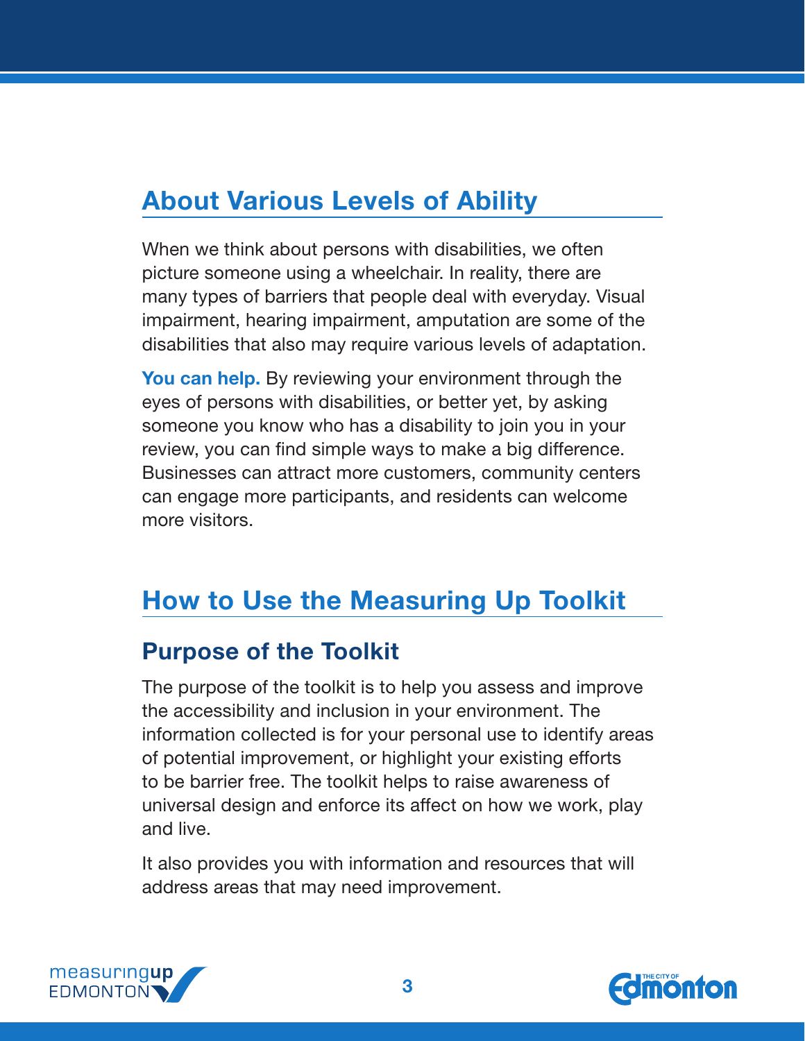## About Various Levels of Ability

When we think about persons with disabilities, we often picture someone using a wheelchair. In reality, there are many types of barriers that people deal with everyday. Visual impairment, hearing impairment, amputation are some of the disabilities that also may require various levels of adaptation.

**You can help.** By reviewing your environment through the eyes of persons with disabilities, or better yet, by asking someone you know who has a disability to join you in your review, you can find simple ways to make a big difference. Businesses can attract more customers, community centers can engage more participants, and residents can welcome more visitors.

## How to Use the Measuring Up Toolkit

### Purpose of the Toolkit

The purpose of the toolkit is to help you assess and improve the accessibility and inclusion in your environment. The information collected is for your personal use to identify areas of potential improvement, or highlight your existing efforts to be barrier free. The toolkit helps to raise awareness of universal design and enforce its affect on how we work, play and live.

It also provides you with information and resources that will address areas that may need improvement.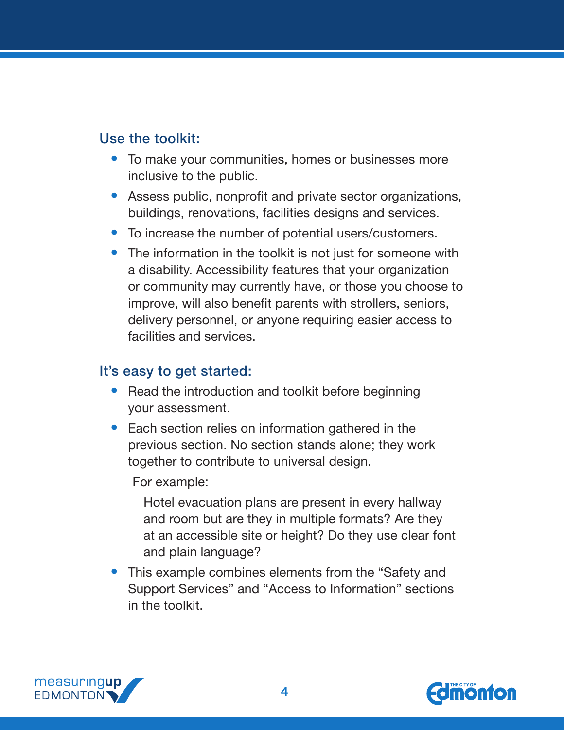### Use the toolkit:

- To make your communities, homes or businesses more inclusive to the public.
- Assess public, nonprofit and private sector organizations, buildings, renovations, facilities designs and services.
- To increase the number of potential users/customers.
- The information in the toolkit is not just for someone with a disability. Accessibility features that your organization or community may currently have, or those you choose to improve, will also benefit parents with strollers, seniors, delivery personnel, or anyone requiring easier access to facilities and services.

### It's easy to get started:

- Read the introduction and toolkit before beginning your assessment.
- Each section relies on information gathered in the previous section. No section stands alone; they work together to contribute to universal design.

  For example:

  > Hotel evacuation plans are present in every hallway and room but are they in multiple formats? Are they at an accessible site or height? Do they use clear font and plain language?

- This example combines elements from the "Safety and Support Services" and "Access to Information" sections in the toolkit.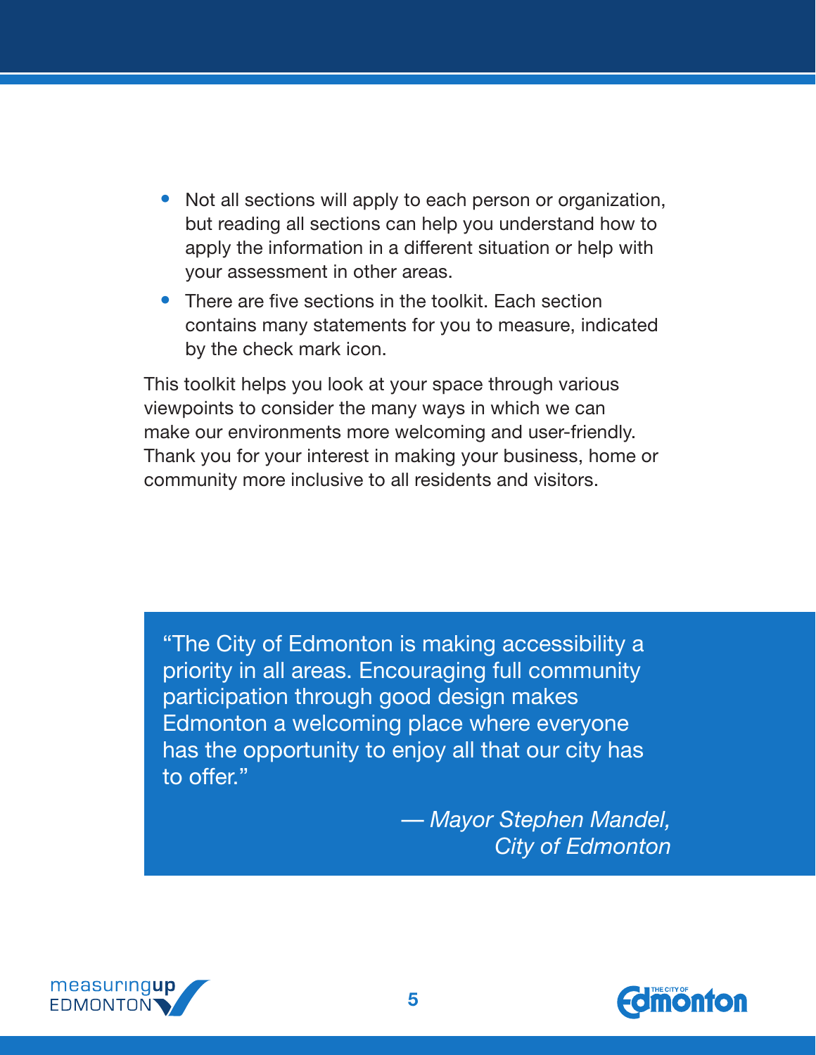- Not all sections will apply to each person or organization, but reading all sections can help you understand how to apply the information in a different situation or help with your assessment in other areas.
- There are five sections in the toolkit. Each section contains many statements for you to measure, indicated by the check mark icon.

This toolkit helps you look at your space through various viewpoints to consider the many ways in which we can make our environments more welcoming and user-friendly. Thank you for your interest in making your business, home or community more inclusive to all residents and visitors.

> "The City of Edmonton is making accessibility a priority in all areas. Encouraging full community participation through good design makes Edmonton a welcoming place where everyone has the opportunity to enjoy all that our city has to offer."
>
> *— Mayor Stephen Mandel, City of Edmonton*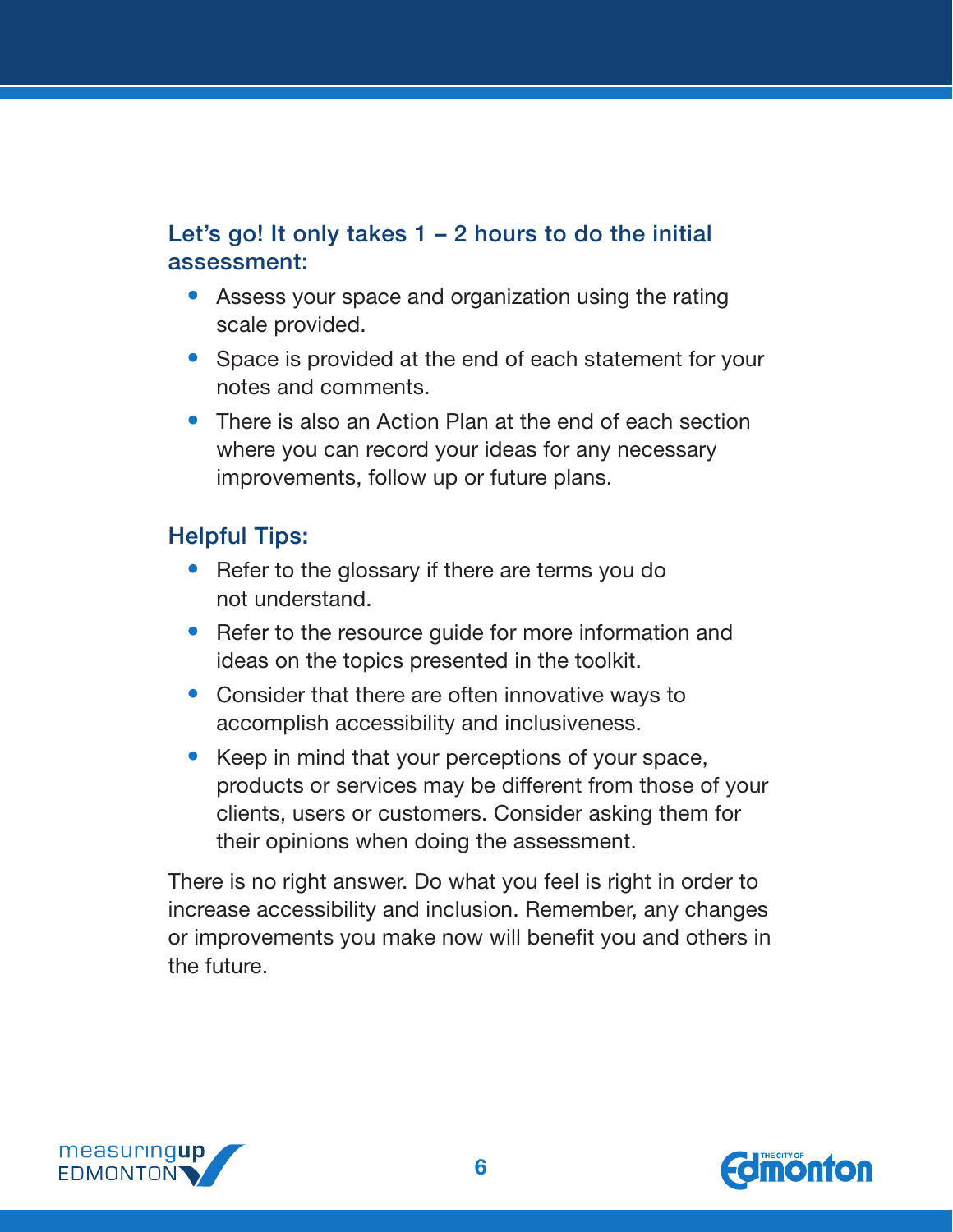### Let's go! It only takes 1 – 2 hours to do the initial assessment:

- Assess your space and organization using the rating scale provided.
- Space is provided at the end of each statement for your notes and comments.
- There is also an Action Plan at the end of each section where you can record your ideas for any necessary improvements, follow up or future plans.

### Helpful Tips:

- Refer to the glossary if there are terms you do not understand.
- Refer to the resource guide for more information and ideas on the topics presented in the toolkit.
- Consider that there are often innovative ways to accomplish accessibility and inclusiveness.
- Keep in mind that your perceptions of your space, products or services may be different from those of your clients, users or customers. Consider asking them for their opinions when doing the assessment.

There is no right answer. Do what you feel is right in order to increase accessibility and inclusion. Remember, any changes or improvements you make now will benefit you and others in the future.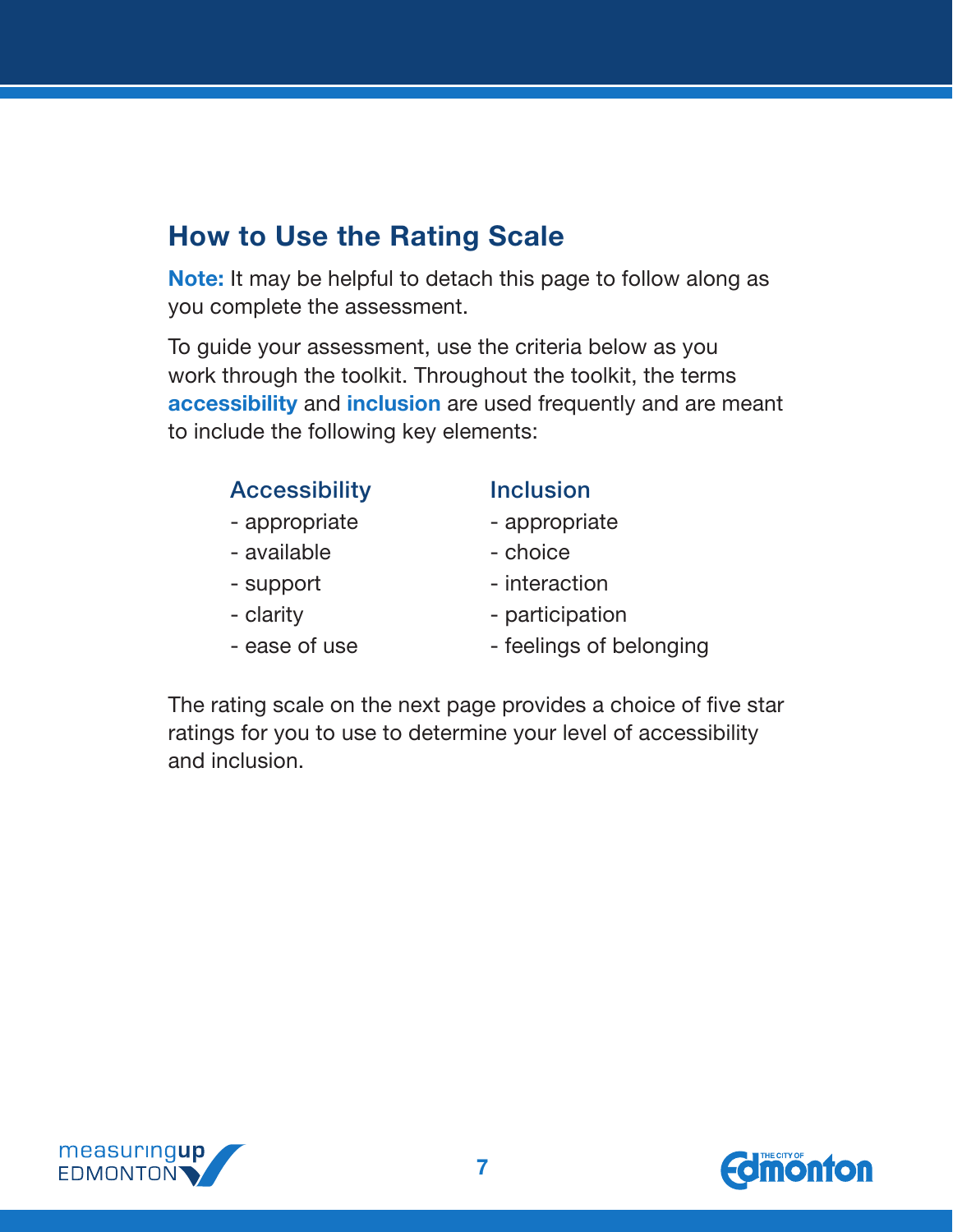## How to Use the Rating Scale

**Note:** It may be helpful to detach this page to follow along as you complete the assessment.

To guide your assessment, use the criteria below as you work through the toolkit. Throughout the toolkit, the terms **accessibility** and **inclusion** are used frequently and are meant to include the following key elements:

### Accessibility

- appropriate
- available
- support
- clarity
- ease of use

### Inclusion

- appropriate
- choice
- interaction
- participation
- feelings of belonging

The rating scale on the next page provides a choice of five star ratings for you to use to determine your level of accessibility and inclusion.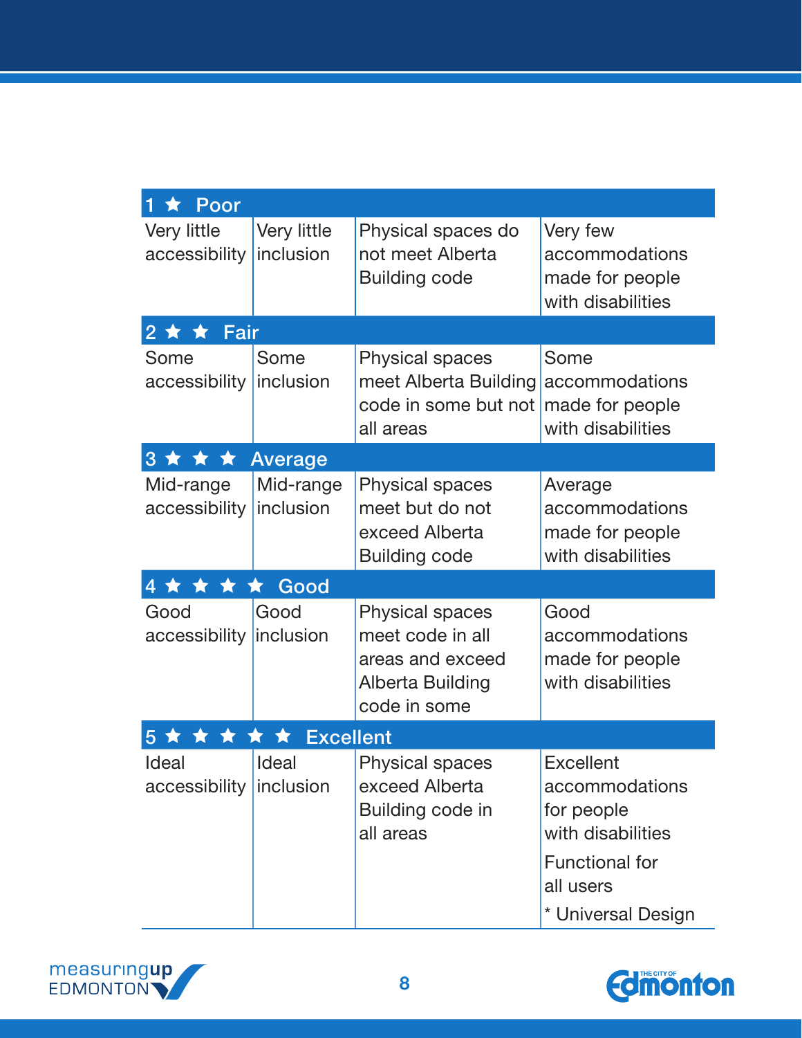| 1 ★ Poor | | | |
|---|---|---|---|
| Very little accessibility | Very little inclusion | Physical spaces do not meet Alberta Building code | Very few accommodations made for people with disabilities |
| **2 ★ ★ Fair** | | | |
| Some accessibility | Some inclusion | Physical spaces meet Alberta Building code in some but not all areas | Some accommodations made for people with disabilities |
| **3 ★ ★ ★ Average** | | | |
| Mid-range accessibility | Mid-range inclusion | Physical spaces meet but do not exceed Alberta Building code | Average accommodations made for people with disabilities |
| **4 ★ ★ ★ ★ Good** | | | |
| Good accessibility | Good inclusion | Physical spaces meet code in all areas and exceed Alberta Building code in some | Good accommodations made for people with disabilities |
| **5 ★ ★ ★ ★ ★ Excellent** | | | |
| Ideal accessibility | Ideal inclusion | Physical spaces exceed Alberta Building code in all areas | Excellent accommodations for people with disabilities<br>Functional for all users<br>* Universal Design |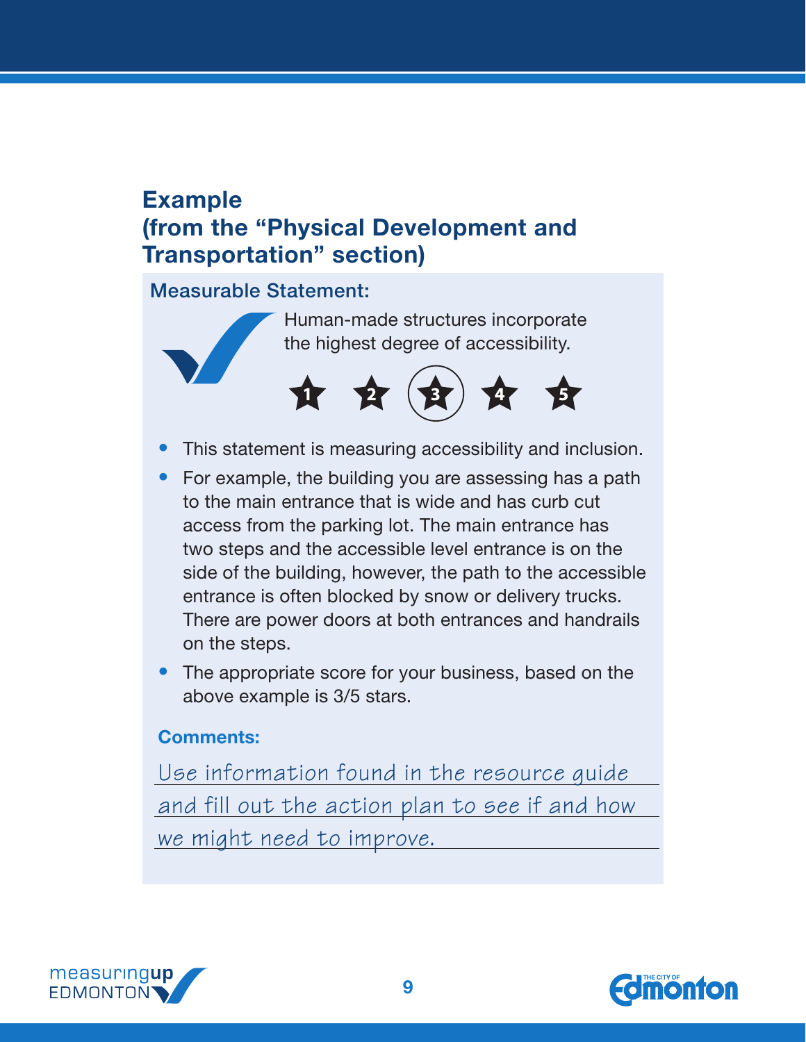## Example (from the "Physical Development and Transportation" section)

**Measurable Statement:**

Human-made structures incorporate the highest degree of accessibility.

1 2 (3) 4 5

- This statement is measuring accessibility and inclusion.
- For example, the building you are assessing has a path to the main entrance that is wide and has curb cut access from the parking lot. The main entrance has two steps and the accessible level entrance is on the side of the building, however, the path to the accessible entrance is often blocked by snow or delivery trucks. There are power doors at both entrances and handrails on the steps.
- The appropriate score for your business, based on the above example is 3/5 stars.

**Comments:**

Use information found in the resource guide and fill out the action plan to see if and how we might need to improve.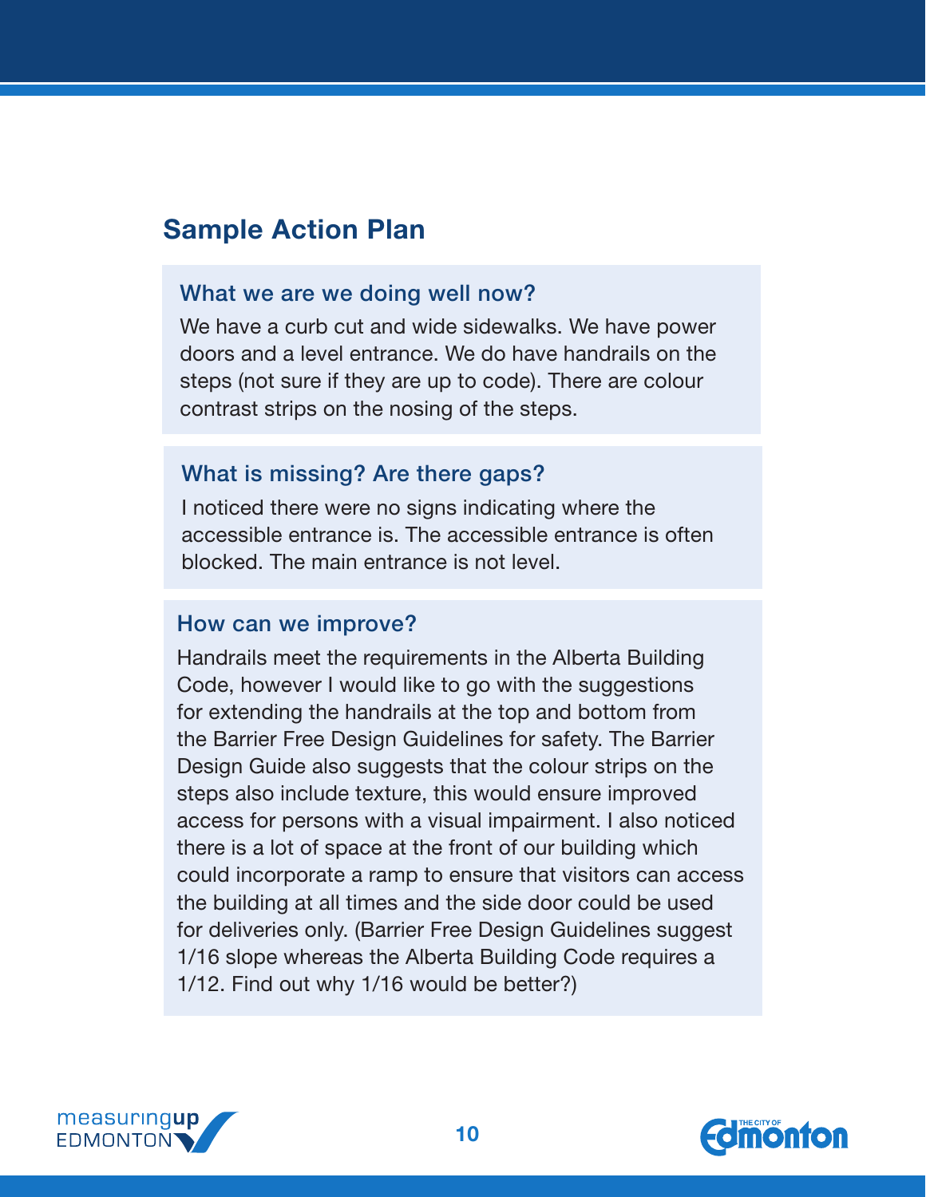## Sample Action Plan

### What we are we doing well now?

We have a curb cut and wide sidewalks. We have power doors and a level entrance. We do have handrails on the steps (not sure if they are up to code). There are colour contrast strips on the nosing of the steps.

### What is missing? Are there gaps?

I noticed there were no signs indicating where the accessible entrance is. The accessible entrance is often blocked. The main entrance is not level.

### How can we improve?

Handrails meet the requirements in the Alberta Building Code, however I would like to go with the suggestions for extending the handrails at the top and bottom from the Barrier Free Design Guidelines for safety. The Barrier Design Guide also suggests that the colour strips on the steps also include texture, this would ensure improved access for persons with a visual impairment. I also noticed there is a lot of space at the front of our building which could incorporate a ramp to ensure that visitors can access the building at all times and the side door could be used for deliveries only. (Barrier Free Design Guidelines suggest 1/16 slope whereas the Alberta Building Code requires a 1/12. Find out why 1/16 would be better?)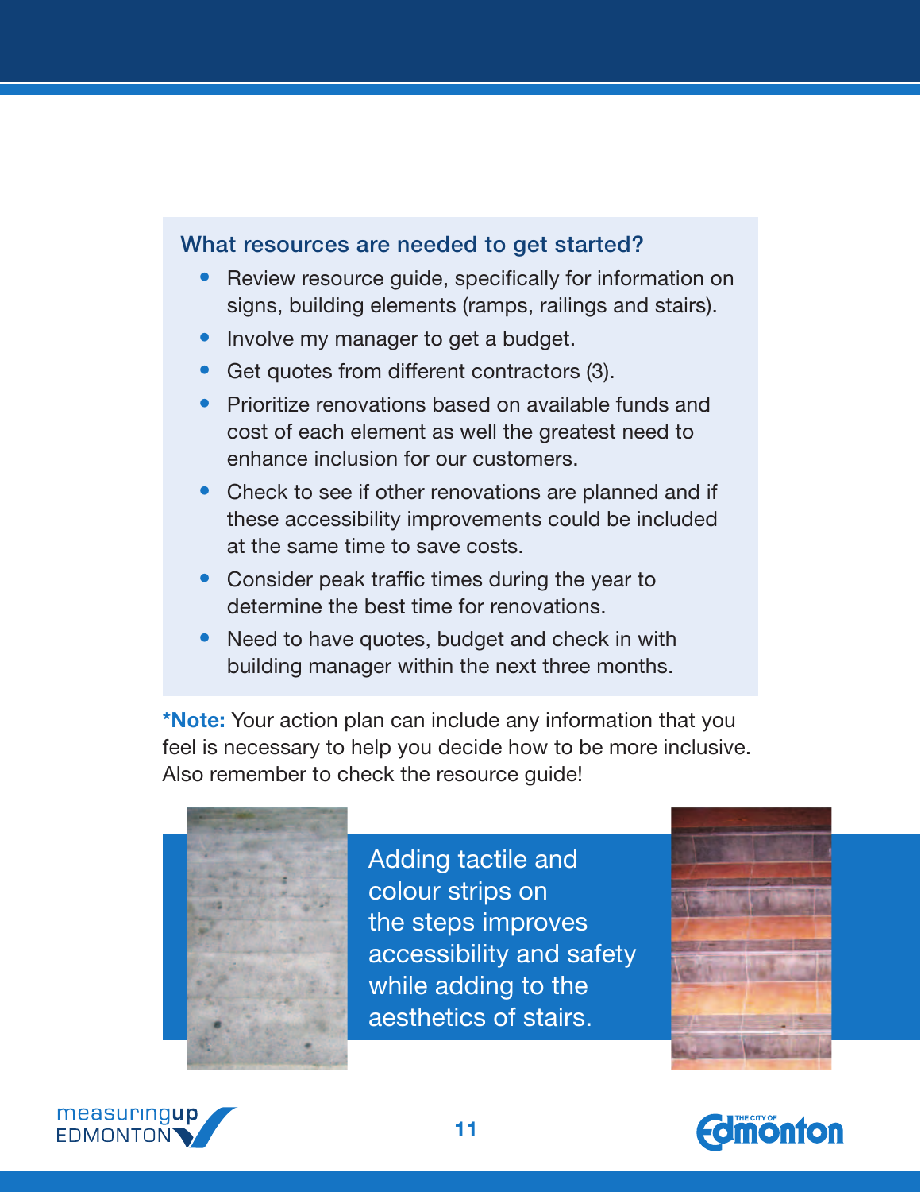### What resources are needed to get started?

- Review resource guide, specifically for information on signs, building elements (ramps, railings and stairs).
- Involve my manager to get a budget.
- Get quotes from different contractors (3).
- Prioritize renovations based on available funds and cost of each element as well the greatest need to enhance inclusion for our customers.
- Check to see if other renovations are planned and if these accessibility improvements could be included at the same time to save costs.
- Consider peak traffic times during the year to determine the best time for renovations.
- Need to have quotes, budget and check in with building manager within the next three months.

***Note:** Your action plan can include any information that you feel is necessary to help you decide how to be more inclusive. Also remember to check the resource guide!

Adding tactile and colour strips on the steps improves accessibility and safety while adding to the aesthetics of stairs.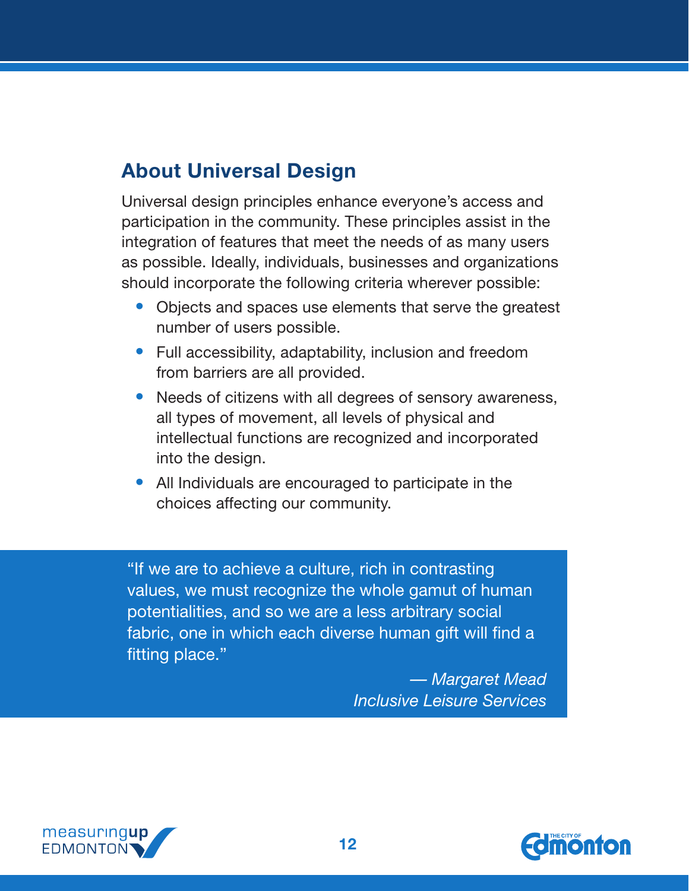## About Universal Design

Universal design principles enhance everyone's access and participation in the community. These principles assist in the integration of features that meet the needs of as many users as possible. Ideally, individuals, businesses and organizations should incorporate the following criteria wherever possible:

- Objects and spaces use elements that serve the greatest number of users possible.
- Full accessibility, adaptability, inclusion and freedom from barriers are all provided.
- Needs of citizens with all degrees of sensory awareness, all types of movement, all levels of physical and intellectual functions are recognized and incorporated into the design.
- All Individuals are encouraged to participate in the choices affecting our community.

> "If we are to achieve a culture, rich in contrasting values, we must recognize the whole gamut of human potentialities, and so we are a less arbitrary social fabric, one in which each diverse human gift will find a fitting place."
>
> *— Margaret Mead*
> *Inclusive Leisure Services*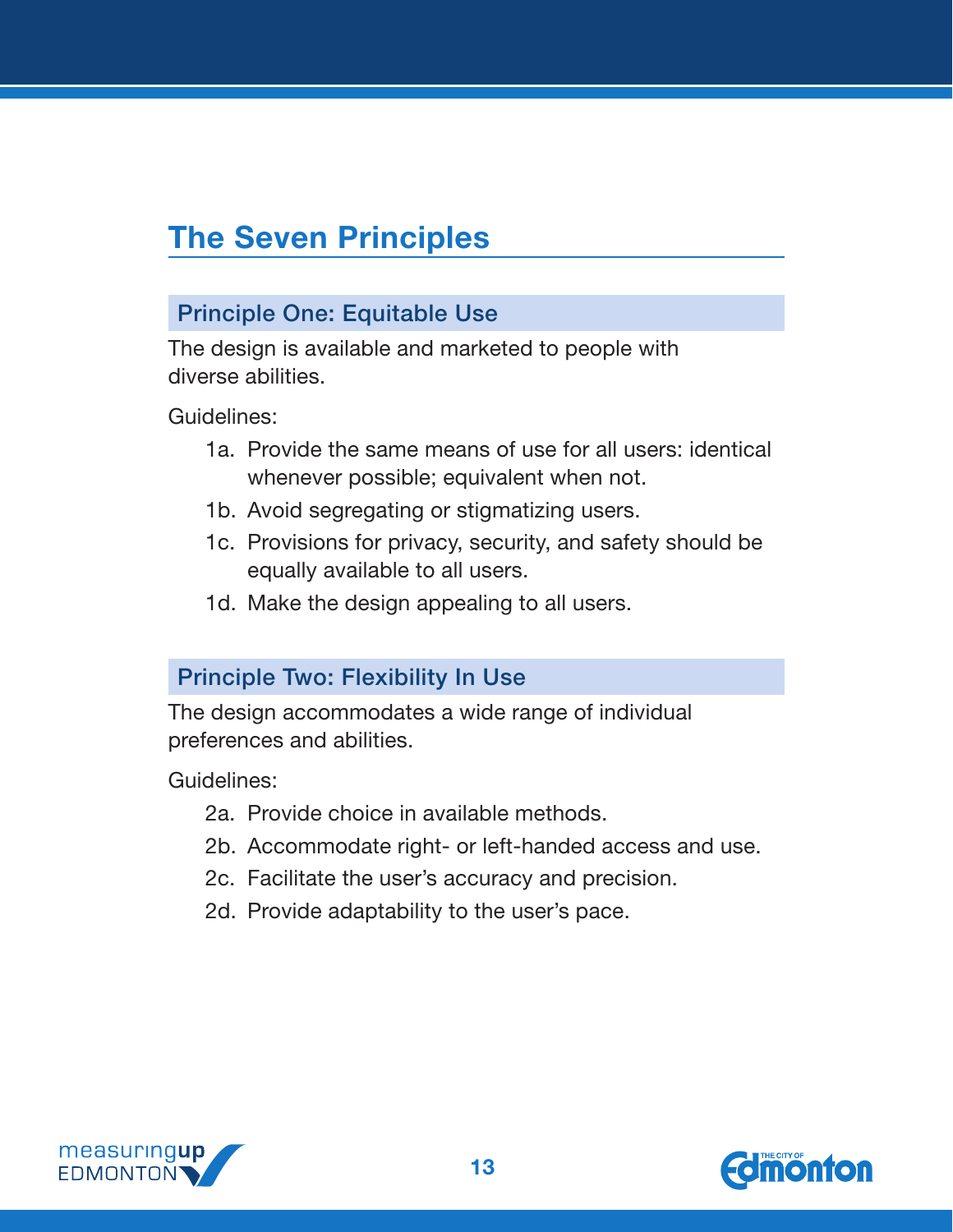# The Seven Principles

## Principle One: Equitable Use

The design is available and marketed to people with diverse abilities.

Guidelines:

1a. Provide the same means of use for all users: identical whenever possible; equivalent when not.

1b. Avoid segregating or stigmatizing users.

1c. Provisions for privacy, security, and safety should be equally available to all users.

1d. Make the design appealing to all users.

## Principle Two: Flexibility In Use

The design accommodates a wide range of individual preferences and abilities.

Guidelines:

2a. Provide choice in available methods.

2b. Accommodate right- or left-handed access and use.

2c. Facilitate the user's accuracy and precision.

2d. Provide adaptability to the user's pace.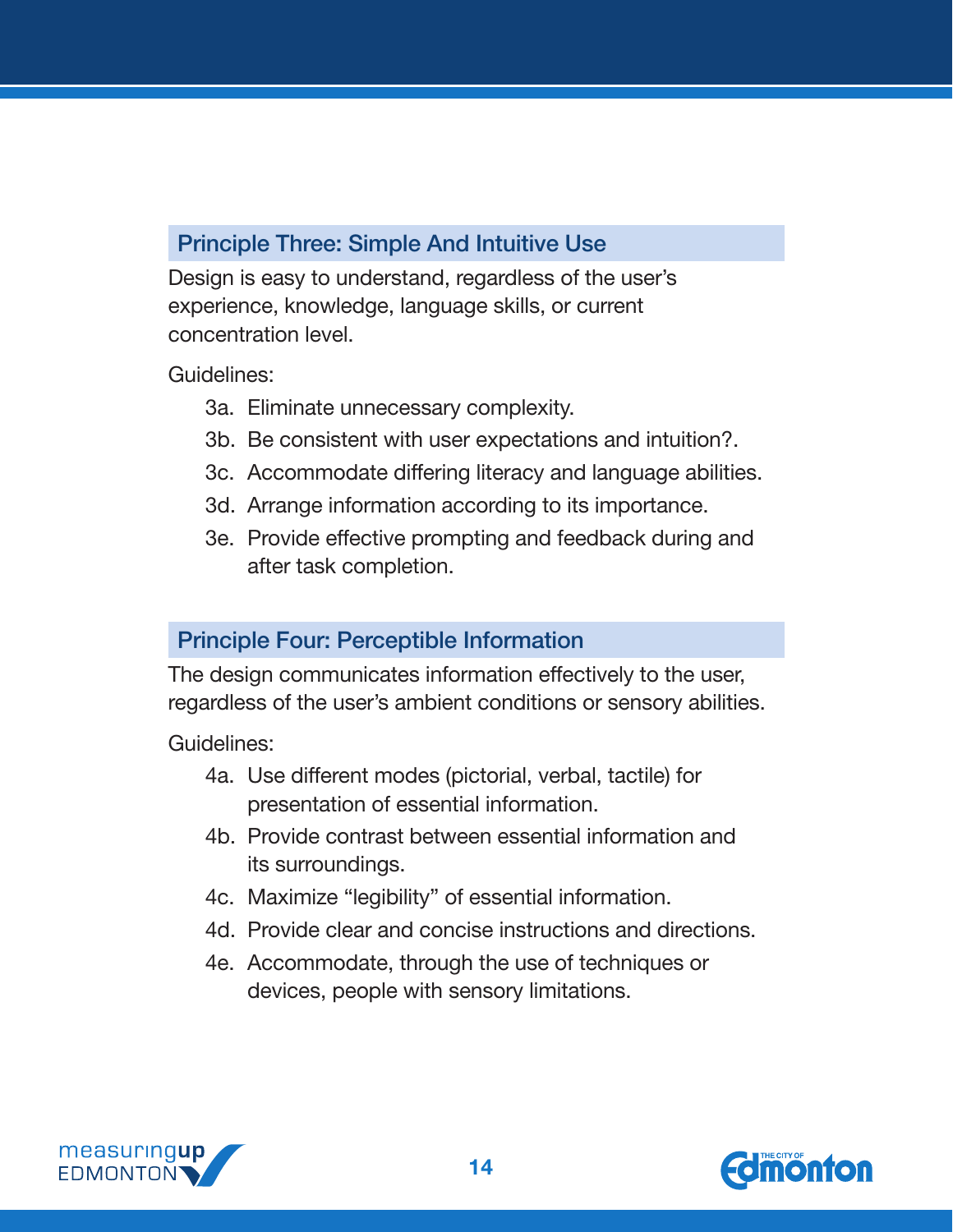## Principle Three: Simple And Intuitive Use

Design is easy to understand, regardless of the user's experience, knowledge, language skills, or current concentration level.

Guidelines:

- 3a. Eliminate unnecessary complexity.
- 3b. Be consistent with user expectations and intuition?.
- 3c. Accommodate differing literacy and language abilities.
- 3d. Arrange information according to its importance.
- 3e. Provide effective prompting and feedback during and after task completion.

## Principle Four: Perceptible Information

The design communicates information effectively to the user, regardless of the user's ambient conditions or sensory abilities.

Guidelines:

- 4a. Use different modes (pictorial, verbal, tactile) for presentation of essential information.
- 4b. Provide contrast between essential information and its surroundings.
- 4c. Maximize "legibility" of essential information.
- 4d. Provide clear and concise instructions and directions.
- 4e. Accommodate, through the use of techniques or devices, people with sensory limitations.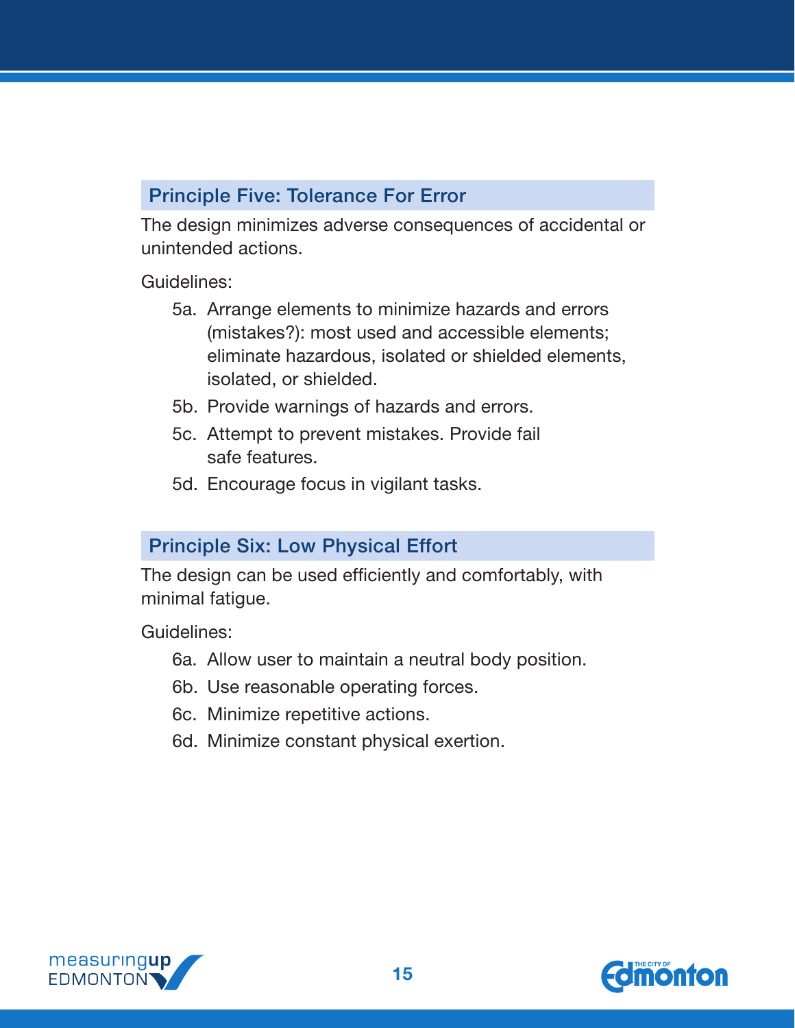## Principle Five: Tolerance For Error

The design minimizes adverse consequences of accidental or unintended actions.

Guidelines:

- 5a. Arrange elements to minimize hazards and errors (mistakes?): most used and accessible elements; eliminate hazardous, isolated or shielded elements, isolated, or shielded.
- 5b. Provide warnings of hazards and errors.
- 5c. Attempt to prevent mistakes. Provide fail safe features.
- 5d. Encourage focus in vigilant tasks.

## Principle Six: Low Physical Effort

The design can be used efficiently and comfortably, with minimal fatigue.

Guidelines:

- 6a. Allow user to maintain a neutral body position.
- 6b. Use reasonable operating forces.
- 6c. Minimize repetitive actions.
- 6d. Minimize constant physical exertion.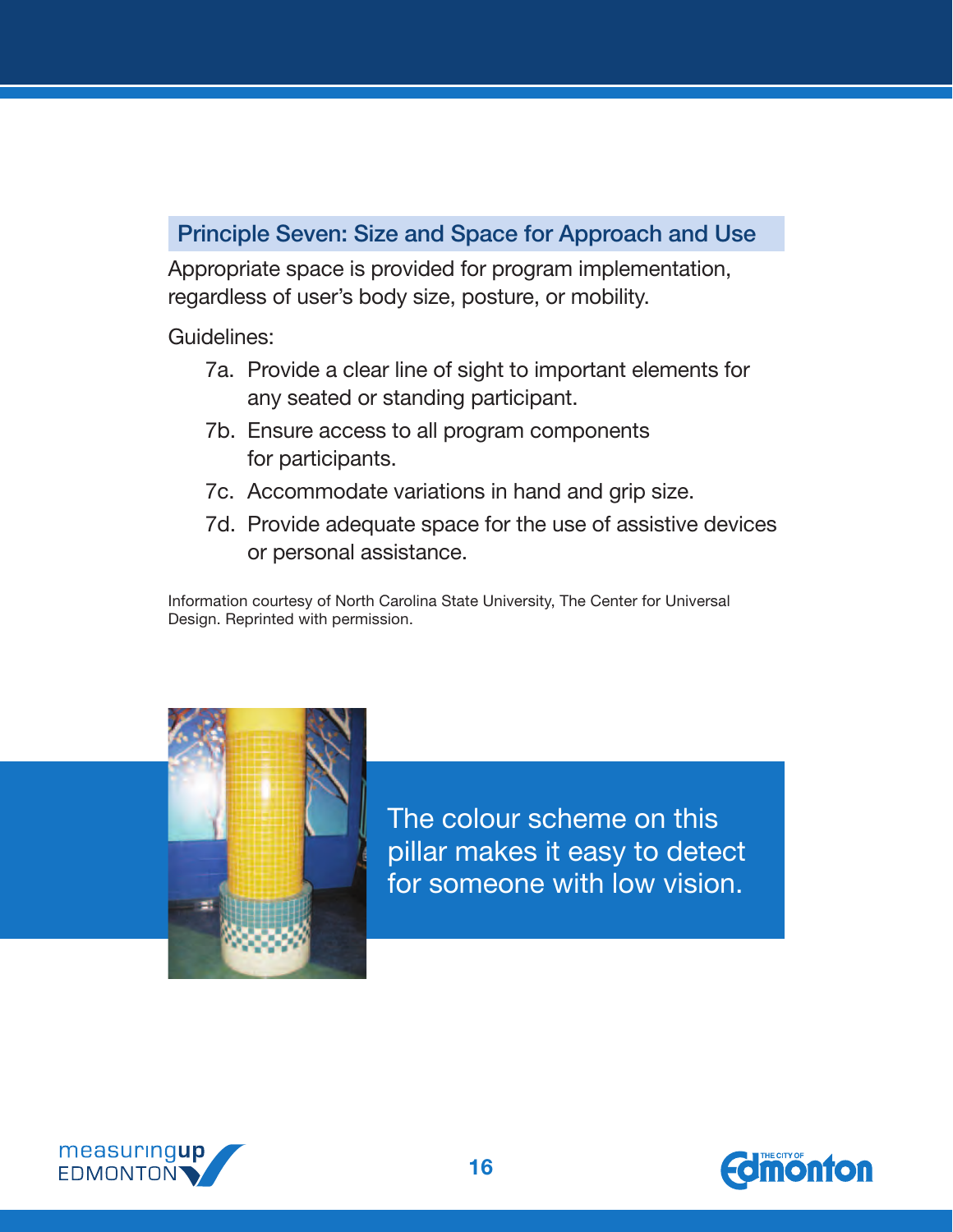## Principle Seven: Size and Space for Approach and Use

Appropriate space is provided for program implementation, regardless of user's body size, posture, or mobility.

Guidelines:

- 7a. Provide a clear line of sight to important elements for any seated or standing participant.
- 7b. Ensure access to all program components for participants.
- 7c. Accommodate variations in hand and grip size.
- 7d. Provide adequate space for the use of assistive devices or personal assistance.

Information courtesy of North Carolina State University, The Center for Universal Design. Reprinted with permission.

The colour scheme on this pillar makes it easy to detect for someone with low vision.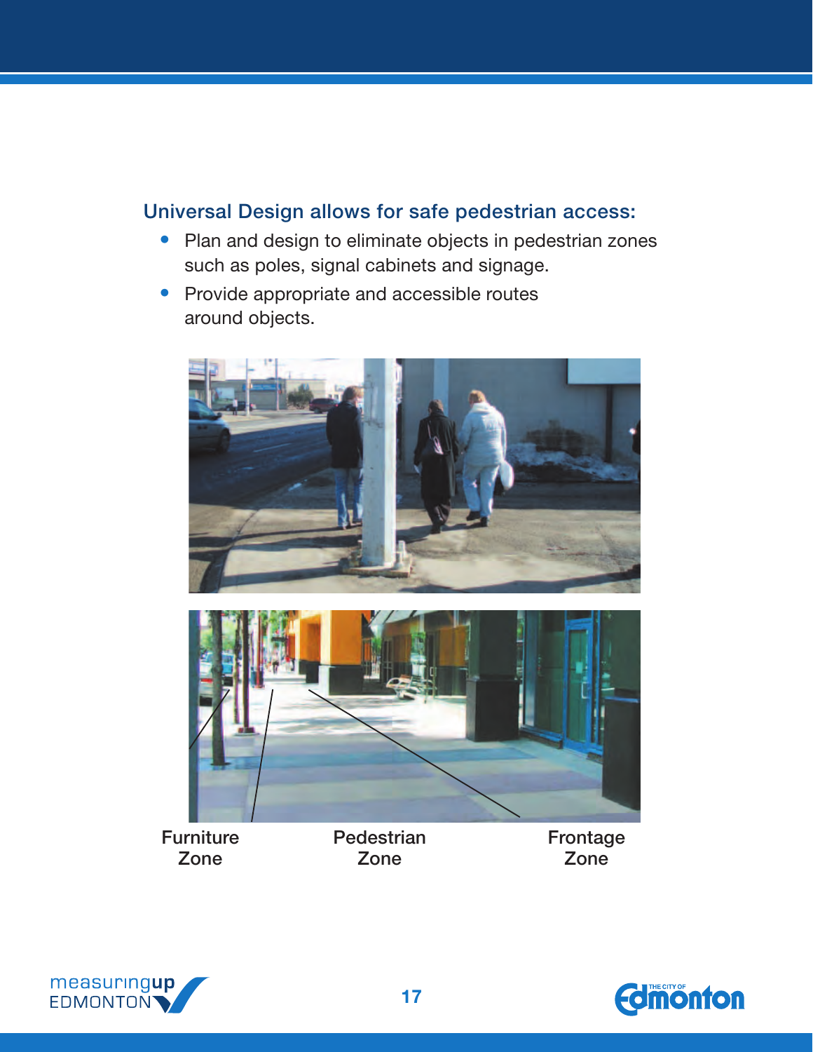## Universal Design allows for safe pedestrian access:

- Plan and design to eliminate objects in pedestrian zones such as poles, signal cabinets and signage.
- Provide appropriate and accessible routes around objects.

Furniture Zone | Pedestrian Zone | Frontage Zone